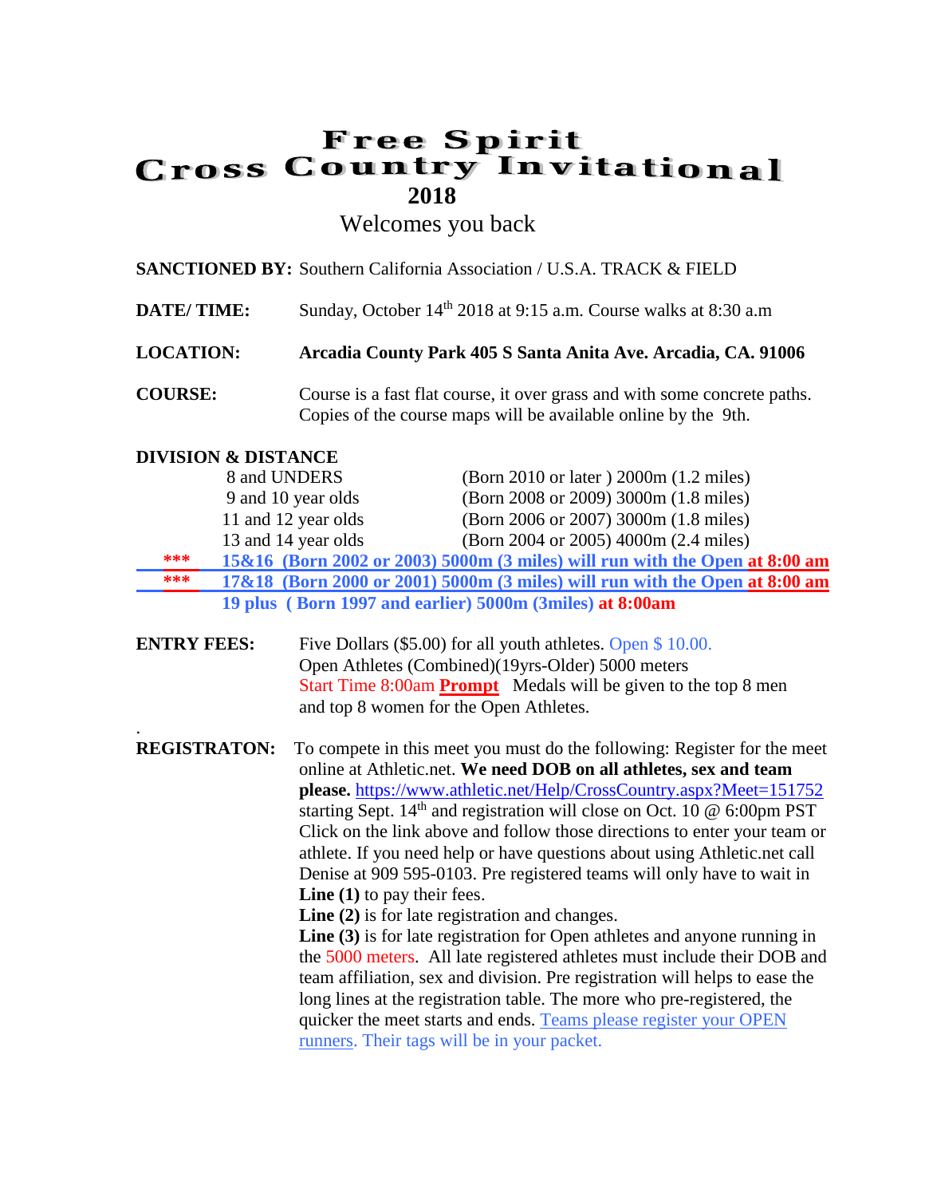# Free Spirit
# Cross Country Invitational
## 2018

Welcomes you back

**SANCTIONED BY:** Southern California Association / U.S.A. TRACK & FIELD

**DATE/ TIME:** Sunday, October 14th 2018 at 9:15 a.m. Course walks at 8:30 a.m

**LOCATION:** **Arcadia County Park 405 S Santa Anita Ave. Arcadia, CA. 91006**

**COURSE:** Course is a fast flat course, it over grass and with some concrete paths. Copies of the course maps will be available online by the 9th.

**DIVISION & DISTANCE**

8 and UNDERS (Born 2010 or later ) 2000m (1.2 miles)

9 and 10 year olds (Born 2008 or 2009) 3000m (1.8 miles)

11 and 12 year olds (Born 2006 or 2007) 3000m (1.8 miles)

13 and 14 year olds (Born 2004 or 2005) 4000m (2.4 miles)

*** **15&16 (Born 2002 or 2003) 5000m (3 miles) will run with the Open at 8:00 am**

*** **17&18 (Born 2000 or 2001) 5000m (3 miles) will run with the Open at 8:00 am**

**19 plus ( Born 1997 and earlier) 5000m (3miles) at 8:00am**

**ENTRY FEES:** Five Dollars ($5.00) for all youth athletes. Open $ 10.00. Open Athletes (Combined)(19yrs-Older) 5000 meters Start Time 8:00am **Prompt** Medals will be given to the top 8 men and top 8 women for the Open Athletes.

.

**REGISTRATON:** To compete in this meet you must do the following: Register for the meet online at Athletic.net. **We need DOB on all athletes, sex and team please.** https://www.athletic.net/Help/CrossCountry.aspx?Meet=151752 starting Sept. 14th and registration will close on Oct. 10 @ 6:00pm PST Click on the link above and follow those directions to enter your team or athlete. If you need help or have questions about using Athletic.net call Denise at 909 595-0103. Pre registered teams will only have to wait in **Line (1)** to pay their fees.
**Line (2)** is for late registration and changes.
**Line (3)** is for late registration for Open athletes and anyone running in the 5000 meters. All late registered athletes must include their DOB and team affiliation, sex and division. Pre registration will helps to ease the long lines at the registration table. The more who pre-registered, the quicker the meet starts and ends. Teams please register your OPEN runners. Their tags will be in your packet.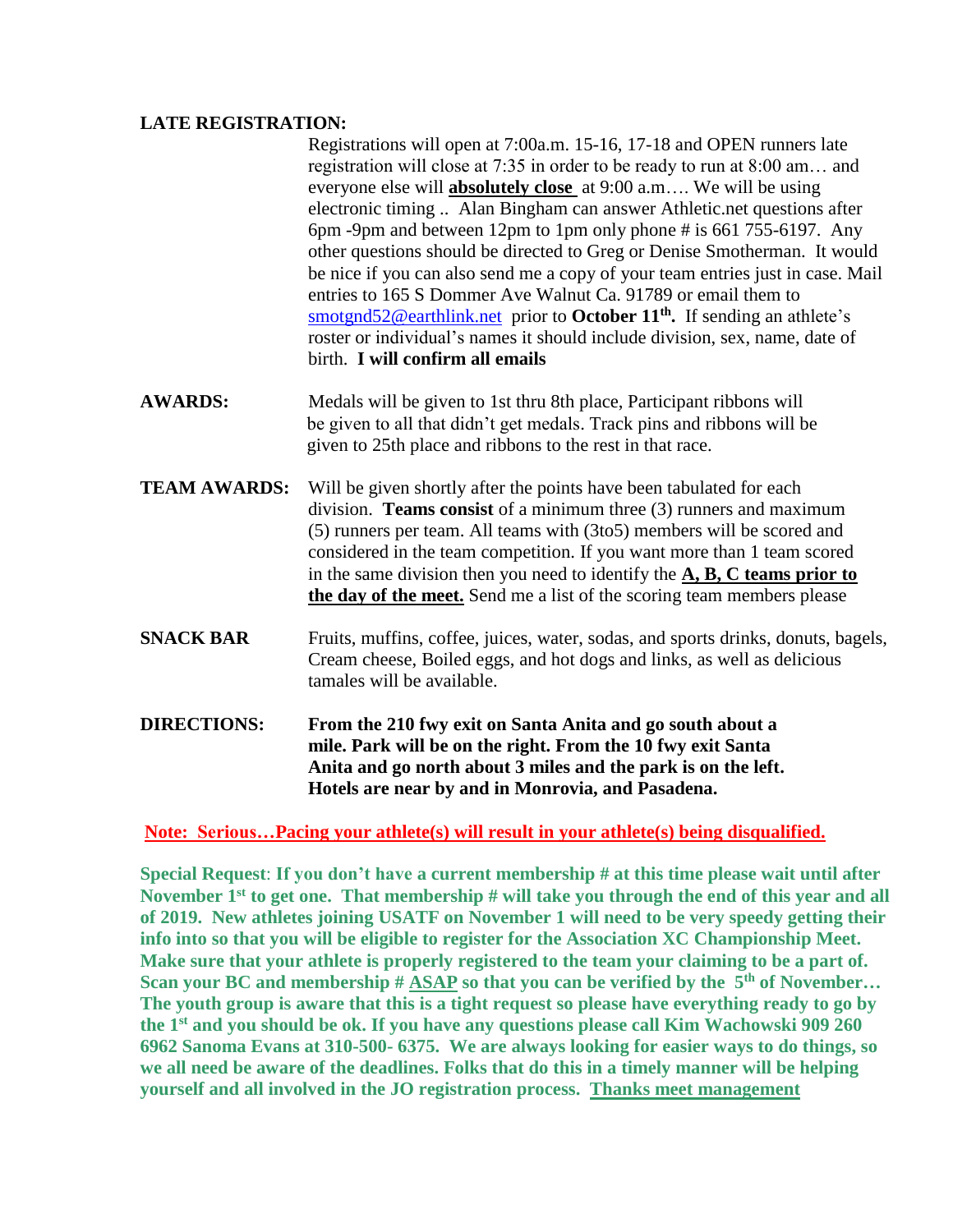**LATE REGISTRATION:**

Registrations will open at 7:00a.m. 15-16, 17-18 and OPEN runners late registration will close at 7:35 in order to be ready to run at 8:00 am… and everyone else will **absolutely close** at 9:00 a.m…. We will be using electronic timing .. Alan Bingham can answer Athletic.net questions after 6pm -9pm and between 12pm to 1pm only phone # is 661 755-6197. Any other questions should be directed to Greg or Denise Smotherman. It would be nice if you can also send me a copy of your team entries just in case. Mail entries to 165 S Dommer Ave Walnut Ca. 91789 or email them to smotgnd52@earthlink.net prior to **October 11th.** If sending an athlete's roster or individual's names it should include division, sex, name, date of birth. **I will confirm all emails**

**AWARDS:** Medals will be given to 1st thru 8th place, Participant ribbons will be given to all that didn't get medals. Track pins and ribbons will be given to 25th place and ribbons to the rest in that race.

**TEAM AWARDS:** Will be given shortly after the points have been tabulated for each division. **Teams consist** of a minimum three (3) runners and maximum (5) runners per team. All teams with (3to5) members will be scored and considered in the team competition. If you want more than 1 team scored in the same division then you need to identify the **A, B, C teams prior to the day of the meet.** Send me a list of the scoring team members please

**SNACK BAR** Fruits, muffins, coffee, juices, water, sodas, and sports drinks, donuts, bagels, Cream cheese, Boiled eggs, and hot dogs and links, as well as delicious tamales will be available.

**DIRECTIONS:** **From the 210 fwy exit on Santa Anita and go south about a mile. Park will be on the right. From the 10 fwy exit Santa Anita and go north about 3 miles and the park is on the left. Hotels are near by and in Monrovia, and Pasadena.**

**Note: Serious…Pacing your athlete(s) will result in your athlete(s) being disqualified.**

**Special Request**: **If you don't have a current membership # at this time please wait until after November 1st to get one. That membership # will take you through the end of this year and all of 2019. New athletes joining USATF on November 1 will need to be very speedy getting their info into so that you will be eligible to register for the Association XC Championship Meet. Make sure that your athlete is properly registered to the team your claiming to be a part of. Scan your BC and membership # ASAP so that you can be verified by the 5th of November… The youth group is aware that this is a tight request so please have everything ready to go by the 1st and you should be ok. If you have any questions please call Kim Wachowski 909 260 6962 Sanoma Evans at 310-500- 6375. We are always looking for easier ways to do things, so we all need be aware of the deadlines. Folks that do this in a timely manner will be helping yourself and all involved in the JO registration process. Thanks meet management**